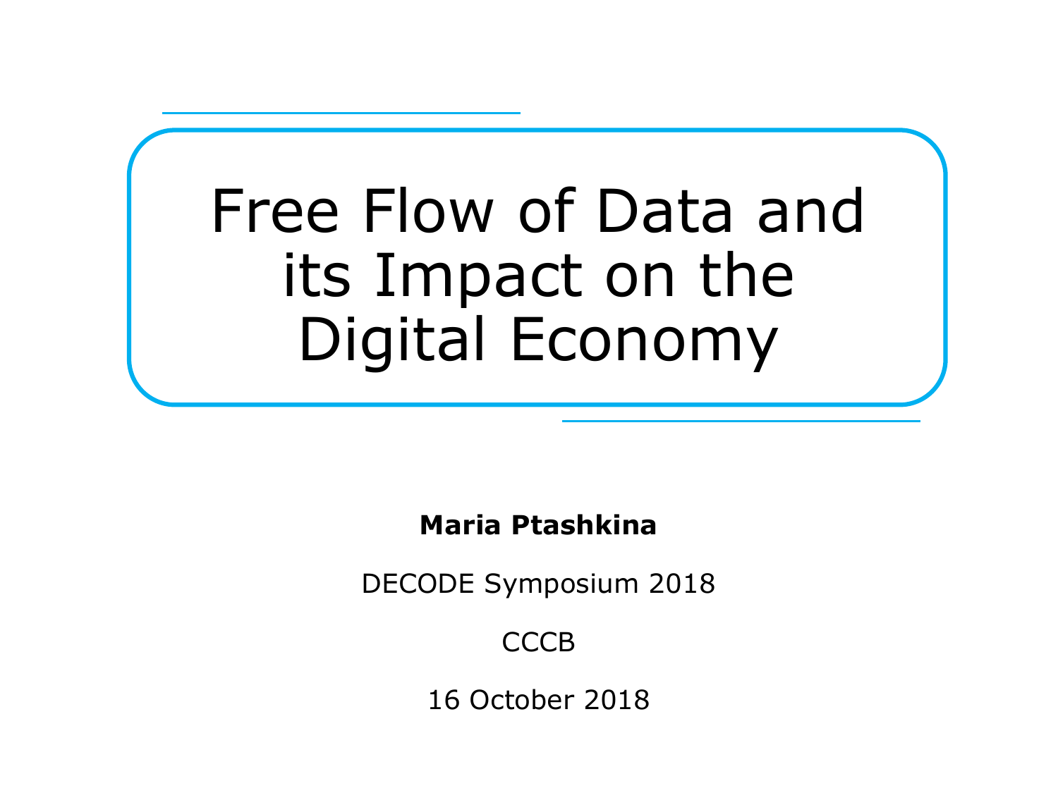# Free Flow of Data and its Impact on the Digital Economy

**Maria Ptashkina**

DECODE Symposium 2018

CCCB

16 October 2018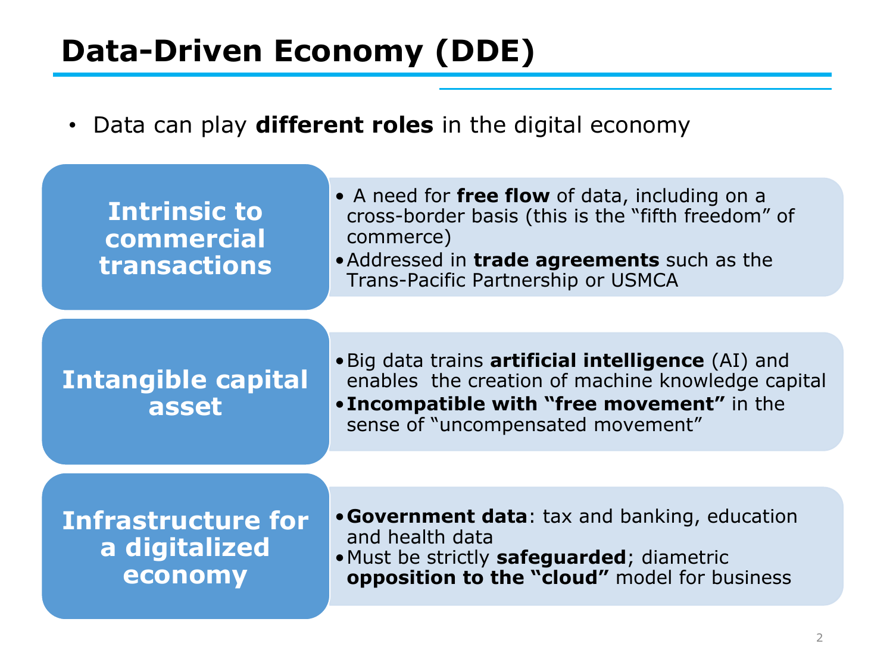# Data-Driven Economy (DDE)

- Data can play **different roles** in the digital economy

| | |
|---|---|
| **Intrinsic to commercial transactions** | • A need for **free flow** of data, including on a cross-border basis (this is the "fifth freedom" of commerce)<br>• Addressed in **trade agreements** such as the Trans-Pacific Partnership or USMCA |
| **Intangible capital asset** | • Big data trains **artificial intelligence** (AI) and enables the creation of machine knowledge capital<br>• **Incompatible with "free movement"** in the sense of "uncompensated movement" |
| **Infrastructure for a digitalized economy** | • **Government data**: tax and banking, education and health data<br>• Must be strictly **safeguarded**; diametric **opposition to the "cloud"** model for business |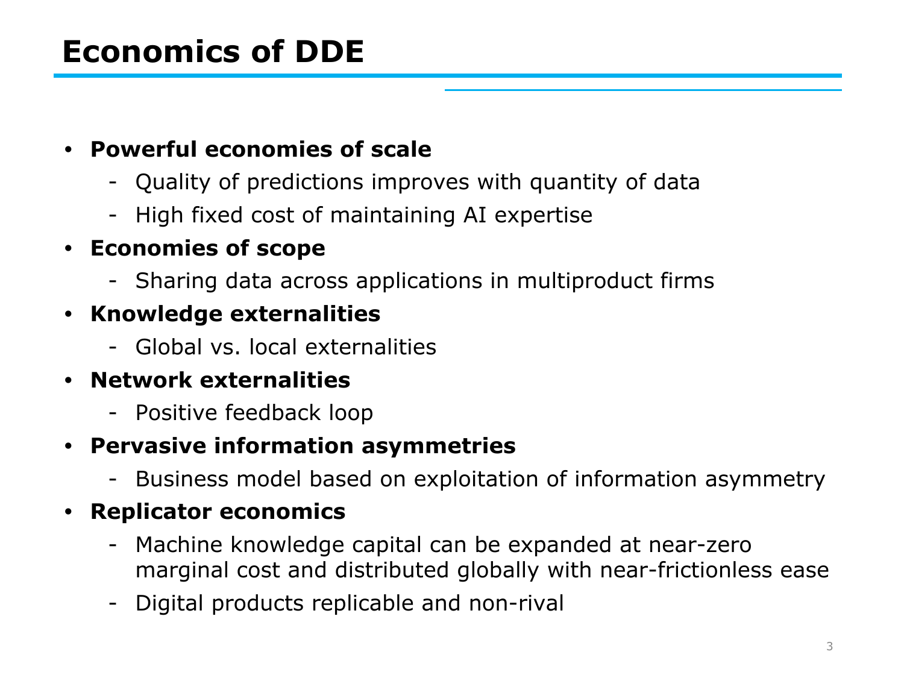# Economics of DDE

- **Powerful economies of scale**
  - Quality of predictions improves with quantity of data
  - High fixed cost of maintaining AI expertise
- **Economies of scope**
  - Sharing data across applications in multiproduct firms
- **Knowledge externalities**
  - Global vs. local externalities
- **Network externalities**
  - Positive feedback loop
- **Pervasive information asymmetries**
  - Business model based on exploitation of information asymmetry
- **Replicator economics**
  - Machine knowledge capital can be expanded at near-zero marginal cost and distributed globally with near-frictionless ease
  - Digital products replicable and non-rival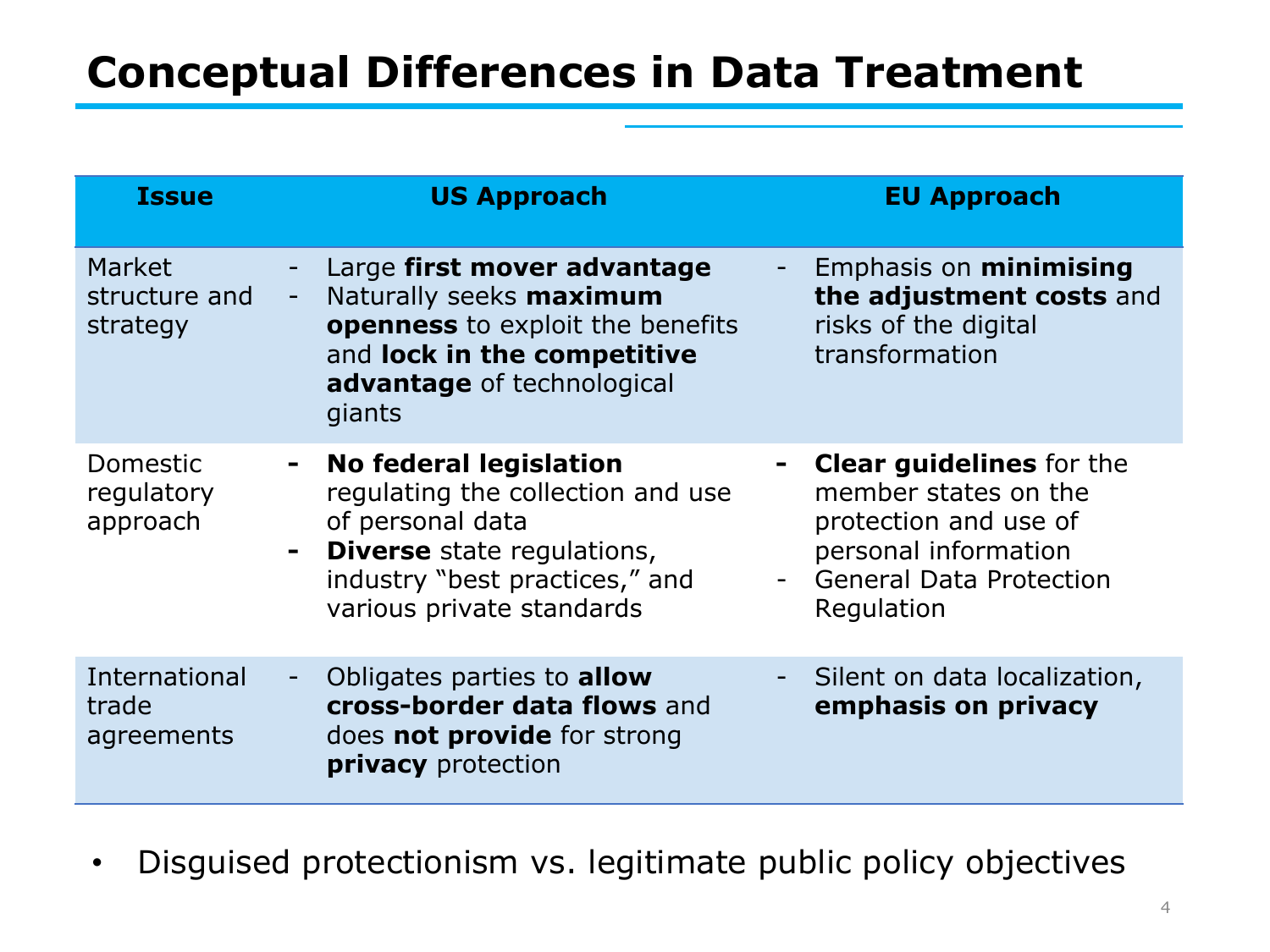# Conceptual Differences in Data Treatment

| Issue | US Approach | EU Approach |
|---|---|---|
| Market structure and strategy | - Large **first mover advantage**<br>- Naturally seeks **maximum openness** to exploit the benefits and **lock in the competitive advantage** of technological giants | - Emphasis on **minimising the adjustment costs** and risks of the digital transformation |
| Domestic regulatory approach | - **No federal legislation** regulating the collection and use of personal data<br>- **Diverse** state regulations, industry "best practices," and various private standards | - **Clear guidelines** for the member states on the protection and use of personal information<br>- General Data Protection Regulation |
| International trade agreements | - Obligates parties to **allow cross-border data flows** and does **not provide** for strong **privacy** protection | - Silent on data localization, **emphasis on privacy** |

- Disguised protectionism vs. legitimate public policy objectives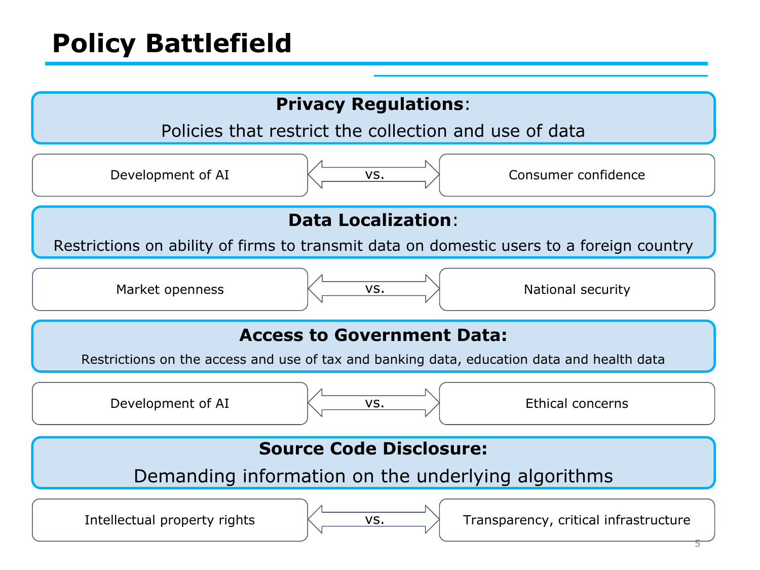# Policy Battlefield

**Privacy Regulations**:

Policies that restrict the collection and use of data

Development of AI vs. Consumer confidence

**Data Localization**:

Restrictions on ability of firms to transmit data on domestic users to a foreign country

Market openness vs. National security

**Access to Government Data:**

Restrictions on the access and use of tax and banking data, education data and health data

Development of AI vs. Ethical concerns

**Source Code Disclosure:**

Demanding information on the underlying algorithms

Intellectual property rights vs. Transparency, critical infrastructure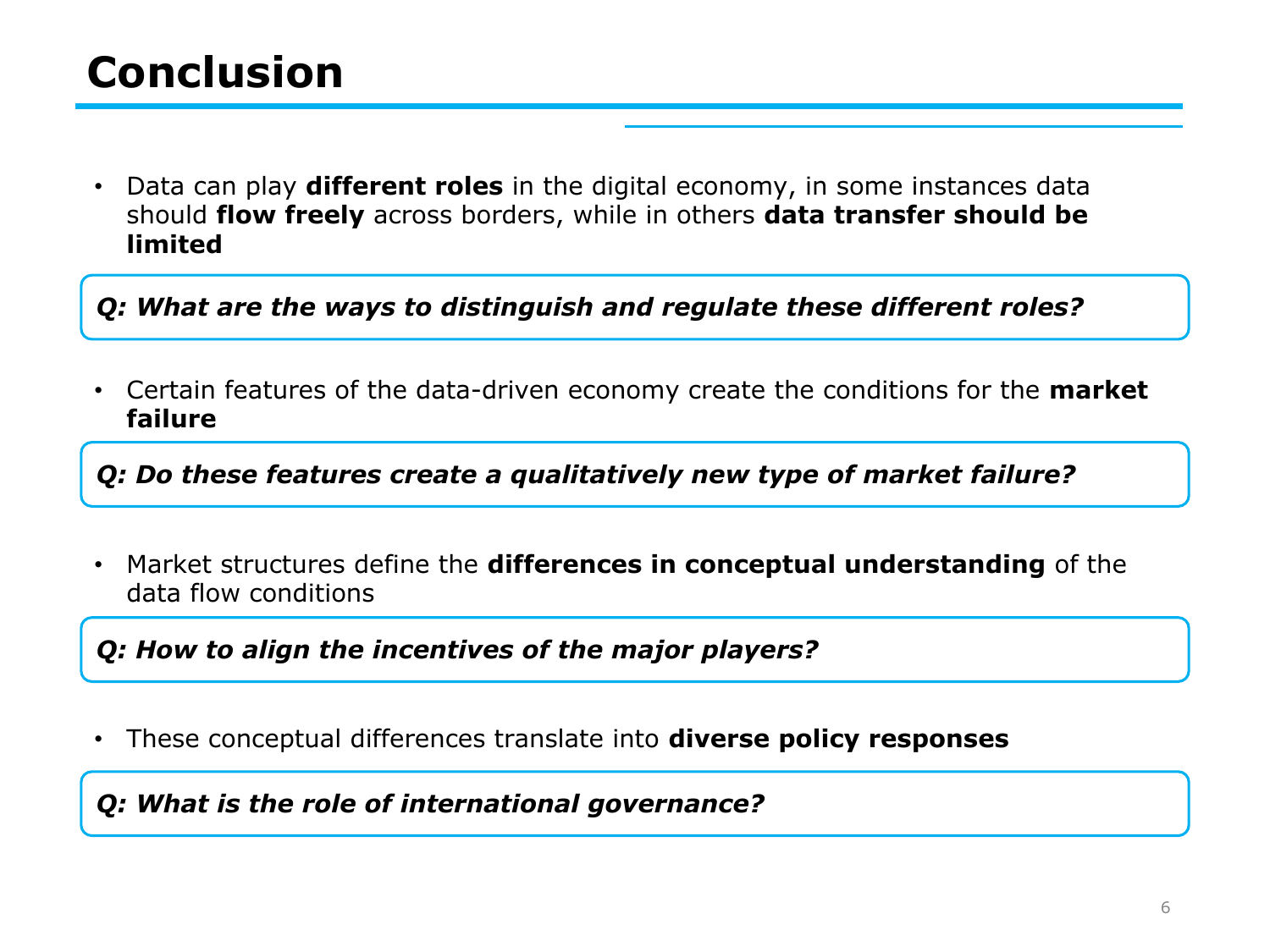# Conclusion

- Data can play **different roles** in the digital economy, in some instances data should **flow freely** across borders, while in others **data transfer should be limited**

***Q: What are the ways to distinguish and regulate these different roles?***

- Certain features of the data-driven economy create the conditions for the **market failure**

***Q: Do these features create a qualitatively new type of market failure?***

- Market structures define the **differences in conceptual understanding** of the data flow conditions

***Q: How to align the incentives of the major players?***

- These conceptual differences translate into **diverse policy responses**

***Q: What is the role of international governance?***